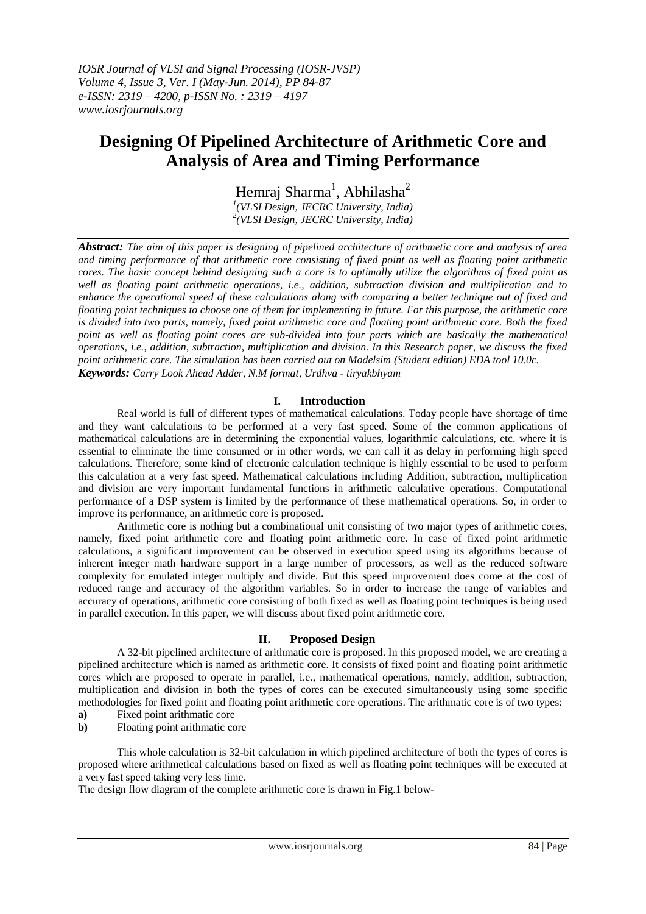# Designing Of Pipelined Architecture of Arithmetic Core and Analysis of Area and Timing Performance

Hemraj Sharma[1], Abhilasha[2]

[1](VLSI Design, JECRC University, India)
[2](VLSI Design, JECRC University, India)

***Abstract:*** *The aim of this paper is designing of pipelined architecture of arithmetic core and analysis of area and timing performance of that arithmetic core consisting of fixed point as well as floating point arithmetic cores. The basic concept behind designing such a core is to optimally utilize the algorithms of fixed point as well as floating point arithmetic operations, i.e., addition, subtraction division and multiplication and to enhance the operational speed of these calculations along with comparing a better technique out of fixed and floating point techniques to choose one of them for implementing in future. For this purpose, the arithmetic core is divided into two parts, namely, fixed point arithmetic core and floating point arithmetic core. Both the fixed point as well as floating point cores are sub-divided into four parts which are basically the mathematical operations, i.e., addition, subtraction, multiplication and division. In this Research paper, we discuss the fixed point arithmetic core. The simulation has been carried out on Modelsim (Student edition) EDA tool 10.0c.*

***Keywords:*** *Carry Look Ahead Adder, N.M format, Urdhva - tiryakbhyam*

## I. Introduction

Real world is full of different types of mathematical calculations. Today people have shortage of time and they want calculations to be performed at a very fast speed. Some of the common applications of mathematical calculations are in determining the exponential values, logarithmic calculations, etc. where it is essential to eliminate the time consumed or in other words, we can call it as delay in performing high speed calculations. Therefore, some kind of electronic calculation technique is highly essential to be used to perform this calculation at a very fast speed. Mathematical calculations including Addition, subtraction, multiplication and division are very important fundamental functions in arithmetic calculative operations. Computational performance of a DSP system is limited by the performance of these mathematical operations. So, in order to improve its performance, an arithmetic core is proposed.

Arithmetic core is nothing but a combinational unit consisting of two major types of arithmetic cores, namely, fixed point arithmetic core and floating point arithmetic core. In case of fixed point arithmetic calculations, a significant improvement can be observed in execution speed using its algorithms because of inherent integer math hardware support in a large number of processors, as well as the reduced software complexity for emulated integer multiply and divide. But this speed improvement does come at the cost of reduced range and accuracy of the algorithm variables. So in order to increase the range of variables and accuracy of operations, arithmetic core consisting of both fixed as well as floating point techniques is being used in parallel execution. In this paper, we will discuss about fixed point arithmetic core.

## II. Proposed Design

A 32-bit pipelined architecture of arithmetic core is proposed. In this proposed model, we are creating a pipelined architecture which is named as arithmetic core. It consists of fixed point and floating point arithmetic cores which are proposed to operate in parallel, i.e., mathematical operations, namely, addition, subtraction, multiplication and division in both the types of cores can be executed simultaneously using some specific methodologies for fixed point and floating point arithmetic core operations. The arithmatic core is of two types:

**a)** Fixed point arithmatic core
**b)** Floating point arithmatic core

This whole calculation is 32-bit calculation in which pipelined architecture of both the types of cores is proposed where arithmetical calculations based on fixed as well as floating point techniques will be executed at a very fast speed taking very less time.

The design flow diagram of the complete arithmetic core is drawn in Fig.1 below-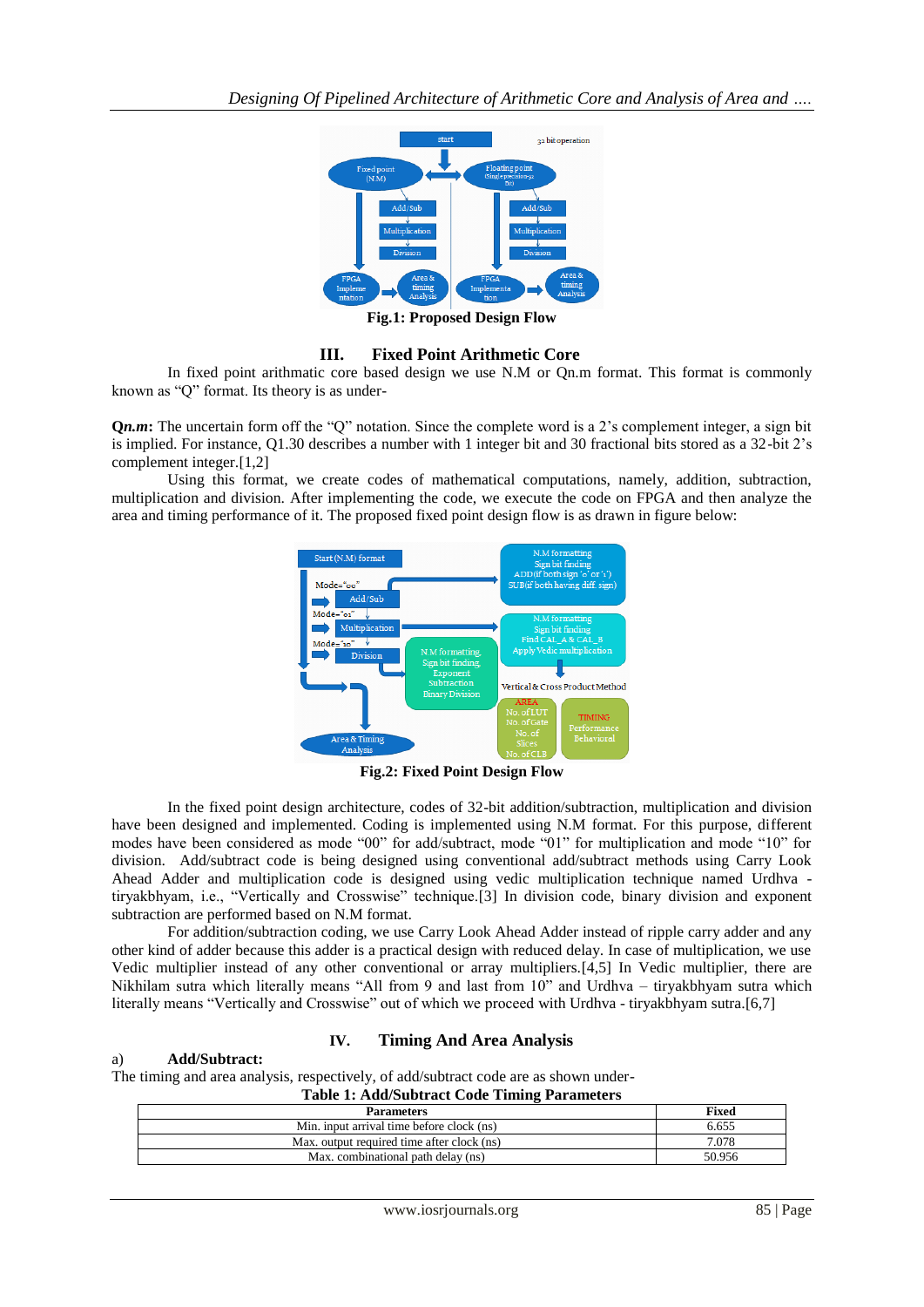Fig.1: Proposed Design Flow

## III. Fixed Point Arithmetic Core

In fixed point arithmatic core based design we use N.M or Qn.m format. This format is commonly known as "Q" format. Its theory is as under-

**Q*n.m*:** The uncertain form off the "Q" notation. Since the complete word is a 2's complement integer, a sign bit is implied. For instance, Q1.30 describes a number with 1 integer bit and 30 fractional bits stored as a 32-bit 2's complement integer.[1,2]

Using this format, we create codes of mathematical computations, namely, addition, subtraction, multiplication and division. After implementing the code, we execute the code on FPGA and then analyze the area and timing performance of it. The proposed fixed point design flow is as drawn in figure below:

Fig.2: Fixed Point Design Flow

In the fixed point design architecture, codes of 32-bit addition/subtraction, multiplication and division have been designed and implemented. Coding is implemented using N.M format. For this purpose, different modes have been considered as mode "00" for add/subtract, mode "01" for multiplication and mode "10" for division. Add/subtract code is being designed using conventional add/subtract methods using Carry Look Ahead Adder and multiplication code is designed using vedic multiplication technique named Urdhva - tiryakbhyam, i.e., "Vertically and Crosswise" technique.[3] In division code, binary division and exponent subtraction are performed based on N.M format.

For addition/subtraction coding, we use Carry Look Ahead Adder instead of ripple carry adder and any other kind of adder because this adder is a practical design with reduced delay. In case of multiplication, we use Vedic multiplier instead of any other conventional or array multipliers.[4,5] In Vedic multiplier, there are Nikhilam sutra which literally means "All from 9 and last from 10" and Urdhva – tiryakbhyam sutra which literally means "Vertically and Crosswise" out of which we proceed with Urdhva - tiryakbhyam sutra.[6,7]

## IV. Timing And Area Analysis

a) **Add/Subtract:**

The timing and area analysis, respectively, of add/subtract code are as shown under-

**Table 1: Add/Subtract Code Timing Parameters**

| Parameters | Fixed |
|---|---|
| Min. input arrival time before clock (ns) | 6.655 |
| Max. output required time after clock (ns) | 7.078 |
| Max. combinational path delay (ns) | 50.956 |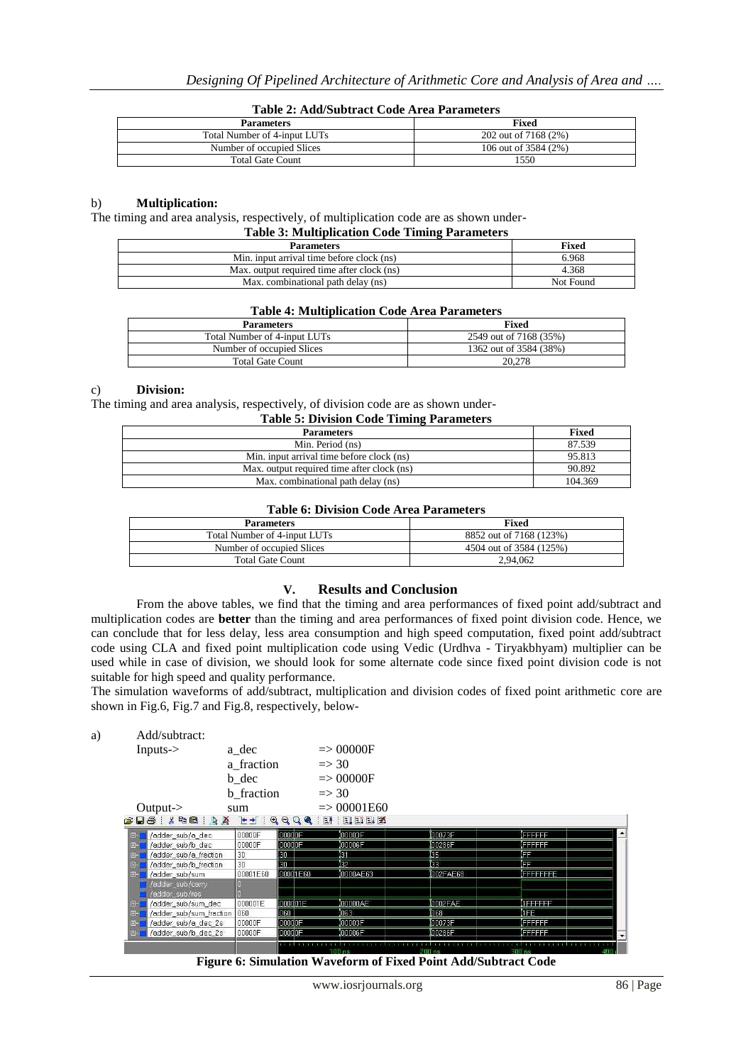**Table 2: Add/Subtract Code Area Parameters**

| Parameters | Fixed |
|---|---|
| Total Number of 4-input LUTs | 202 out of 7168 (2%) |
| Number of occupied Slices | 106 out of 3584 (2%) |
| Total Gate Count | 1550 |

b) **Multiplication:**

The timing and area analysis, respectively, of multiplication code are as shown under-

**Table 3: Multiplication Code Timing Parameters**

| Parameters | Fixed |
|---|---|
| Min. input arrival time before clock (ns) | 6.968 |
| Max. output required time after clock (ns) | 4.368 |
| Max. combinational path delay (ns) | Not Found |

**Table 4: Multiplication Code Area Parameters**

| Parameters | Fixed |
|---|---|
| Total Number of 4-input LUTs | 2549 out of 7168 (35%) |
| Number of occupied Slices | 1362 out of 3584 (38%) |
| Total Gate Count | 20,278 |

c) **Division:**

The timing and area analysis, respectively, of division code are as shown under-

**Table 5: Division Code Timing Parameters**

| Parameters | Fixed |
|---|---|
| Min. Period (ns) | 87.539 |
| Min. input arrival time before clock (ns) | 95.813 |
| Max. output required time after clock (ns) | 90.892 |
| Max. combinational path delay (ns) | 104.369 |

**Table 6: Division Code Area Parameters**

| Parameters | Fixed |
|---|---|
| Total Number of 4-input LUTs | 8852 out of 7168 (123%) |
| Number of occupied Slices | 4504 out of 3584 (125%) |
| Total Gate Count | 2,94,062 |

## V. Results and Conclusion

From the above tables, we find that the timing and area performances of fixed point add/subtract and multiplication codes are **better** than the timing and area performances of fixed point division code. Hence, we can conclude that for less delay, less area consumption and high speed computation, fixed point add/subtract code using CLA and fixed point multiplication code using Vedic (Urdhva - Tiryakbhyam) multiplier can be used while in case of division, we should look for some alternate code since fixed point division code is not suitable for high speed and quality performance.

The simulation waveforms of add/subtract, multiplication and division codes of fixed point arithmetic core are shown in Fig.6, Fig.7 and Fig.8, respectively, below-

a) Add/subtract:

Inputs-> a_dec => 00000F
a_fraction => 30
b_dec => 00000F
b_fraction => 30

Output-> sum => 00001E60

| Signal | Value | | | | |
|---|---|---|---|---|---|
| /adder_sub/a_dec | 00000F | 00000F | 00003F | 00073F | FFFFFF |
| /adder_sub/b_dec | 00000F | 00000F | 00006F | 00286F | FFFFFF |
| /adder_sub/a_fraction | 30 | 30 | 31 | 35 | FF |
| /adder_sub/b_fraction | 30 | 30 | 32 | 33 | FF |
| /adder_sub/sum | 00001E60 | 00001E60 | 0000AE63 | 002FAE68 | FFFFFFFE |
| /adder_sub/carry | 0 | | | | |
| /adder_sub/res | 0 | | | | |
| /adder_sub/sum_dec | 00001E | 00001E | 0000AE | 002FAE | 1FFFFFF |
| /adder_sub/sum_fraction | 060 | 060 | 063 | 068 | 1FE |
| /adder_sub/a_dec_2s | 00000F | 00000F | 00003F | 00073F | FFFFFF |
| /adder_sub/b_dec_2s | 00000F | 00000F | 00006F | 00286F | FFFFFF |

**Figure 6: Simulation Waveform of Fixed Point Add/Subtract Code**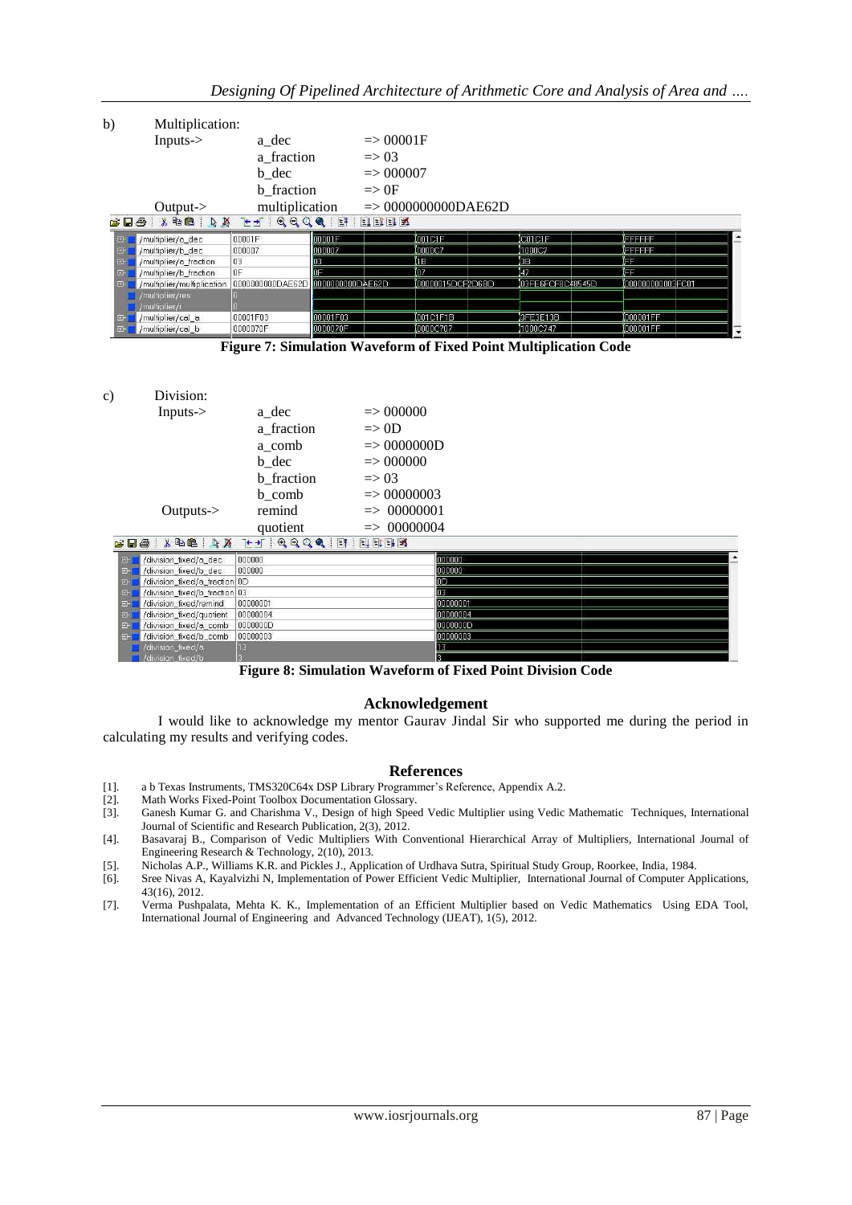b) Multiplication:

| | | |
|---|---|---|
| Inputs-> | a_dec | => 00001F |
| | a_fraction | => 03 |
| | b_dec | => 000007 |
| | b_fraction | => 0F |
| Output-> | multiplication | => 0000000000DAE62D |

/multiplier/a_dec 00001F 00001F 001C1F C01C1F FFFFFF
/multiplier/b_dec 000007 000007 000C7 1000C7 FFFFFF
/multiplier/a_fraction 03 03 1B 3B FF
/multiplier/b_fraction 0F 0F 07 47 FF
/multiplier/multiplication 0000000000DAE62D 0000000000DAE62D 00000015DCF2D6BD 03FE6FCF8C88545D 00000000003FC01
/multiplier/res 0
/multiplier/r 0
/multiplier/cal_a 00001F03 00001F03 001C1F1B 3FE3E13B 000001FF
/multiplier/cal_b 0000070F 0000070F 000C707 1000C747 000001FF

**Figure 7: Simulation Waveform of Fixed Point Multiplication Code**

c) Division:

| | | |
|---|---|---|
| Inputs-> | a_dec | => 000000 |
| | a_fraction | => 0D |
| | a_comb | => 0000000D |
| | b_dec | => 000000 |
| | b_fraction | => 03 |
| | b_comb | => 00000003 |
| Outputs-> | remind | => 00000001 |
| | quotient | => 00000004 |

/division_fixed/a_dec 000000 000000
/division_fixed/b_dec 000000 000000
/division_fixed/a_fraction 0D 0D
/division_fixed/b_fraction 03 03
/division_fixed/remind 00000001 00000001
/division_fixed/quotient 00000004 00000004
/division_fixed/a_comb 0000000D 0000000D
/division_fixed/b_comb 00000003 00000003
/division_fixed/a 13 13
/division_fixed/b 3 3

**Figure 8: Simulation Waveform of Fixed Point Division Code**

## Acknowledgement

I would like to acknowledge my mentor Gaurav Jindal Sir who supported me during the period in calculating my results and verifying codes.

## References

[1]. a b Texas Instruments, TMS320C64x DSP Library Programmer's Reference, Appendix A.2.

[2]. Math Works Fixed-Point Toolbox Documentation Glossary.

[3]. Ganesh Kumar G. and Charishma V., Design of high Speed Vedic Multiplier using Vedic Mathematic Techniques, International Journal of Scientific and Research Publication, 2(3), 2012.

[4]. Basavaraj B., Comparison of Vedic Multipliers With Conventional Hierarchical Array of Multipliers, International Journal of Engineering Research & Technology, 2(10), 2013.

[5]. Nicholas A.P., Williams K.R. and Pickles J., Application of Urdhava Sutra, Spiritual Study Group, Roorkee, India, 1984.

[6]. Sree Nivas A, Kayalvizhi N, Implementation of Power Efficient Vedic Multiplier, International Journal of Computer Applications, 43(16), 2012.

[7]. Verma Pushpalata, Mehta K. K., Implementation of an Efficient Multiplier based on Vedic Mathematics Using EDA Tool, International Journal of Engineering and Advanced Technology (IJEAT), 1(5), 2012.